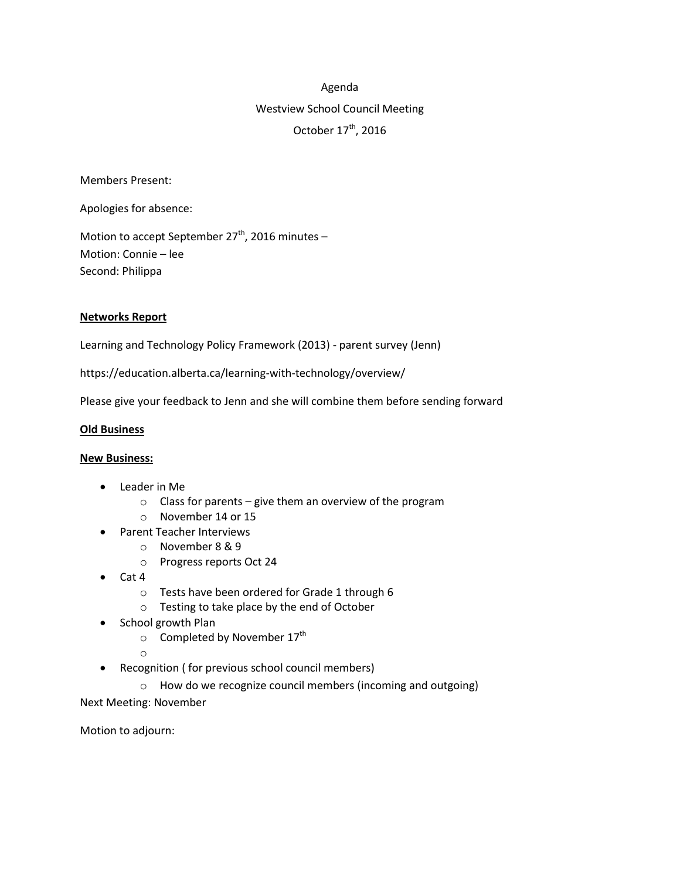Agenda

Westview School Council Meeting

October 17th, 2016

Members Present:

Apologies for absence:

Motion to accept September 27th, 2016 minutes –
Motion: Connie – lee
Second: Philippa

**Networks Report**

Learning and Technology Policy Framework (2013) - parent survey (Jenn)

https://education.alberta.ca/learning-with-technology/overview/

Please give your feedback to Jenn and she will combine them before sending forward

**Old Business**

**New Business:**

- Leader in Me
  - Class for parents – give them an overview of the program
  - November 14 or 15
- Parent Teacher Interviews
  - November 8 & 9
  - Progress reports Oct 24
- Cat 4
  - Tests have been ordered for Grade 1 through 6
  - Testing to take place by the end of October
- School growth Plan
  - Completed by November 17th
  - 
- Recognition ( for previous school council members)
  - How do we recognize council members (incoming and outgoing)

Next Meeting: November

Motion to adjourn: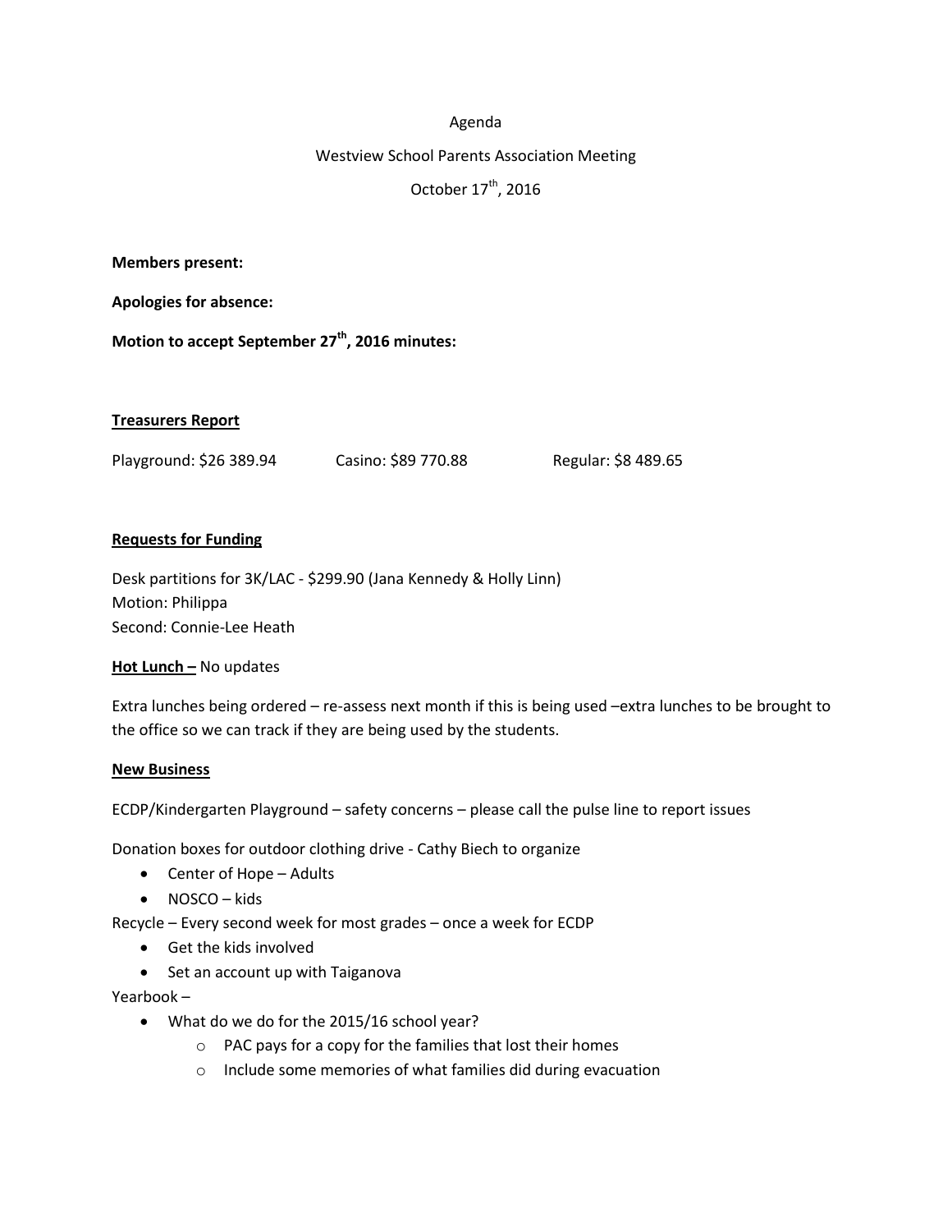Agenda

Westview School Parents Association Meeting

October 17th, 2016

**Members present:**

**Apologies for absence:**

**Motion to accept September 27th, 2016 minutes:**

**Treasurers Report**

Playground: $26 389.94 Casino: $89 770.88 Regular: $8 489.65

**Requests for Funding**

Desk partitions for 3K/LAC - $299.90 (Jana Kennedy & Holly Linn)
Motion: Philippa
Second: Connie-Lee Heath

**Hot Lunch –** No updates

Extra lunches being ordered – re-assess next month if this is being used –extra lunches to be brought to the office so we can track if they are being used by the students.

**New Business**

ECDP/Kindergarten Playground – safety concerns – please call the pulse line to report issues

Donation boxes for outdoor clothing drive - Cathy Biech to organize

- Center of Hope – Adults
- NOSCO – kids

Recycle – Every second week for most grades – once a week for ECDP

- Get the kids involved
- Set an account up with Taiganova

Yearbook –

- What do we do for the 2015/16 school year?
  - PAC pays for a copy for the families that lost their homes
  - Include some memories of what families did during evacuation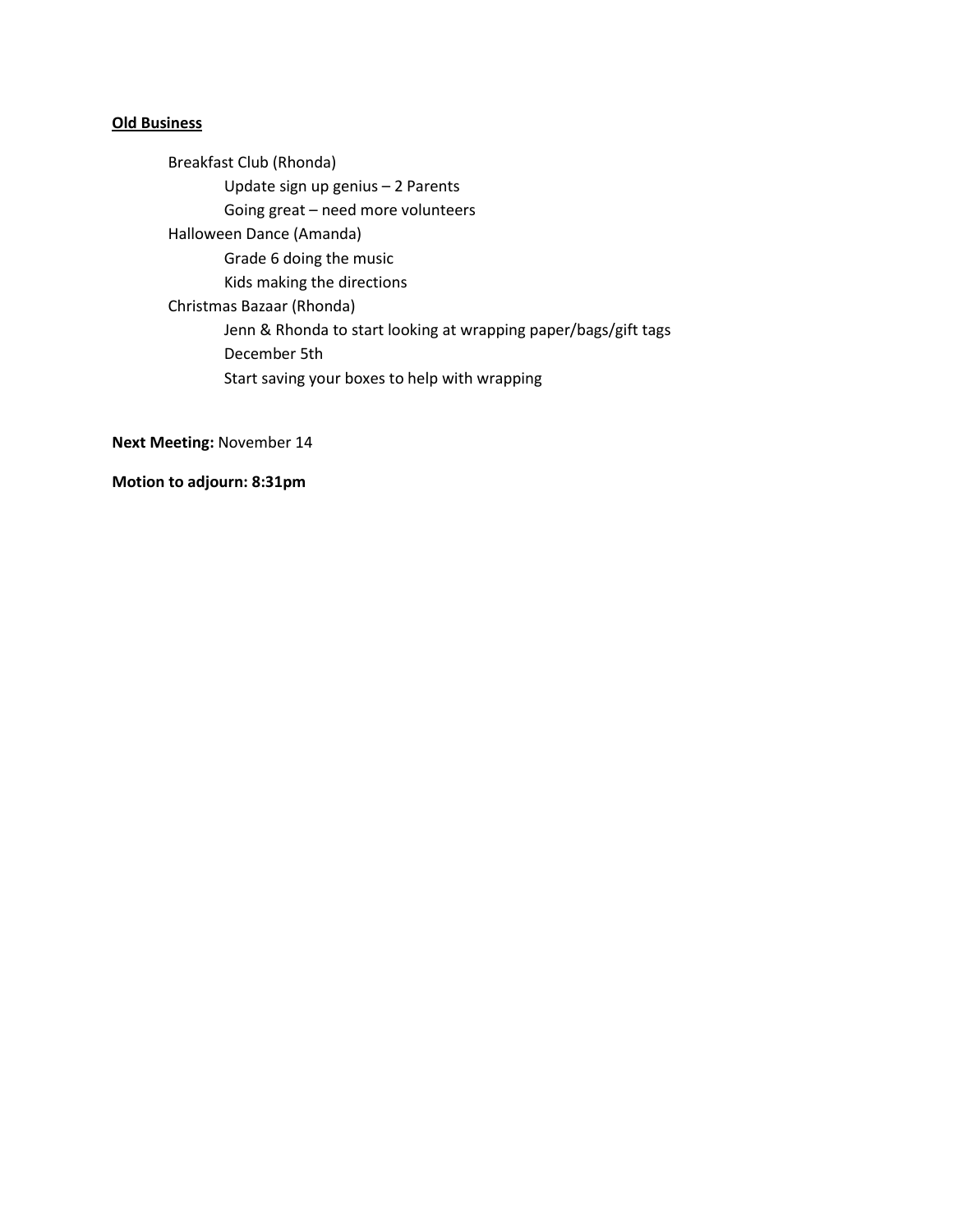**<u>Old Business</u>**

- Breakfast Club (Rhonda)
  - Update sign up genius – 2 Parents
  - Going great – need more volunteers
- Halloween Dance (Amanda)
  - Grade 6 doing the music
  - Kids making the directions
- Christmas Bazaar (Rhonda)
  - Jenn & Rhonda to start looking at wrapping paper/bags/gift tags
  - December 5th
  - Start saving your boxes to help with wrapping

**Next Meeting:** November 14

**Motion to adjourn: 8:31pm**